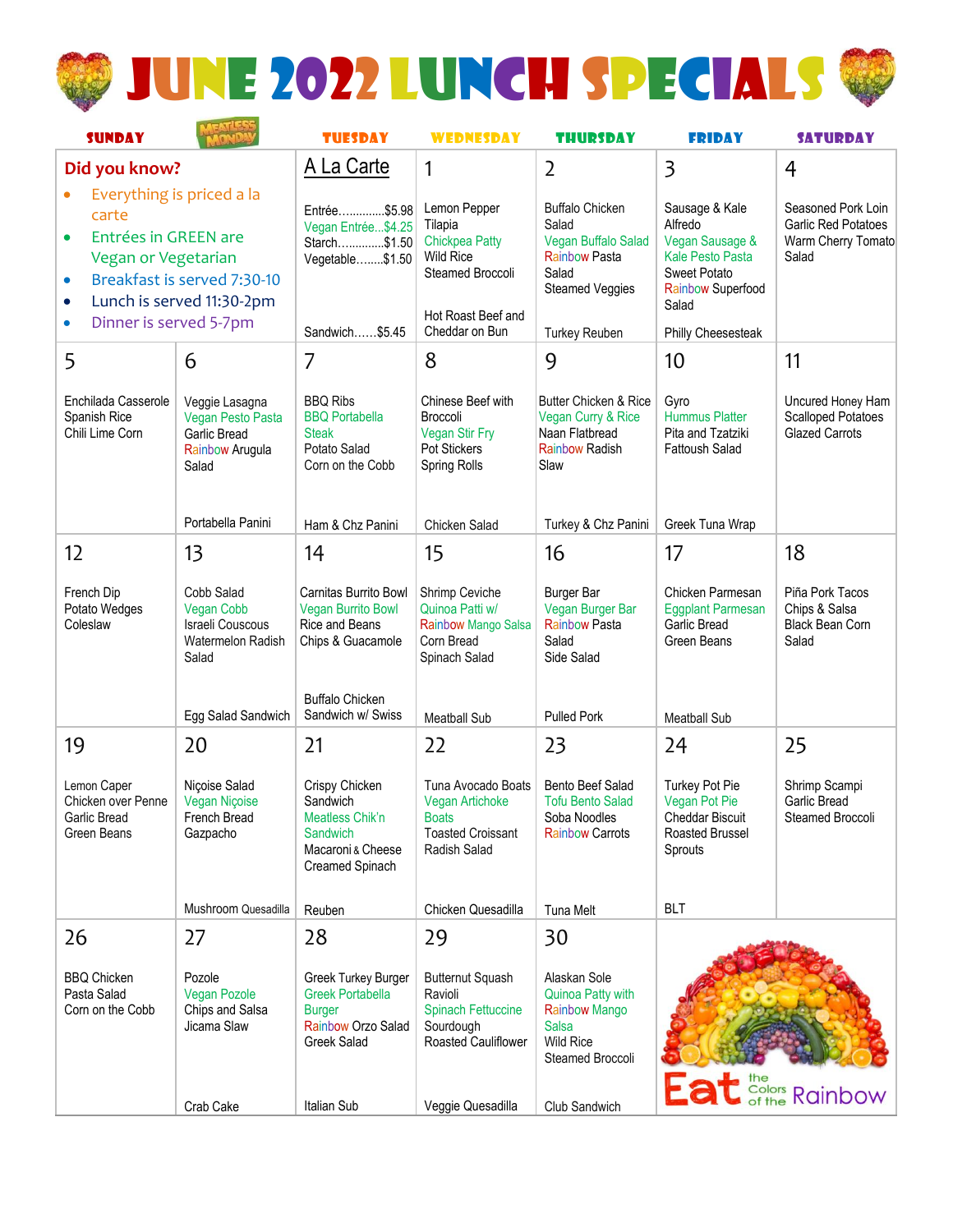# June 2022 Lunch Specials

| Sunday | Meatless Monday | Tuesday | Wednesday | Thursday | Friday | Saturday |
|---|---|---|---|---|---|---|
| **Did you know?**<br>• Everything is priced a la carte<br>• Entrées in GREEN are Vegan or Vegetarian<br>• Breakfast is served 7:30-10<br>• Lunch is served 11:30-2pm<br>• Dinner is served 5-7pm | | **A La Carte**<br>Entrée..............$5.98<br>Vegan Entrée...$4.25<br>Starch..............$1.50<br>Vegetable........$1.50<br>Sandwich......$5.45 | **1**<br>Lemon Pepper Tilapia<br>Chickpea Patty<br>Wild Rice<br>Steamed Broccoli<br>Hot Roast Beef and Cheddar on Bun | **2**<br>Buffalo Chicken Salad<br>Vegan Buffalo Salad<br>Rainbow Pasta Salad<br>Steamed Veggies<br>Turkey Reuben | **3**<br>Sausage & Kale Alfredo<br>Vegan Sausage & Kale Pesto Pasta<br>Sweet Potato<br>Rainbow Superfood Salad<br>Philly Cheesesteak | **4**<br>Seasoned Pork Loin<br>Garlic Red Potatoes<br>Warm Cherry Tomato Salad |
| **5**<br>Enchilada Casserole<br>Spanish Rice<br>Chili Lime Corn | **6**<br>Veggie Lasagna<br>Vegan Pesto Pasta<br>Garlic Bread<br>Rainbow Arugula Salad<br>Portabella Panini | **7**<br>BBQ Ribs<br>BBQ Portabella Steak<br>Potato Salad<br>Corn on the Cobb<br>Ham & Chz Panini | **8**<br>Chinese Beef with Broccoli<br>Vegan Stir Fry<br>Pot Stickers<br>Spring Rolls<br>Chicken Salad | **9**<br>Butter Chicken & Rice<br>Vegan Curry & Rice<br>Naan Flatbread<br>Rainbow Radish Slaw<br>Turkey & Chz Panini | **10**<br>Gyro<br>Hummus Platter<br>Pita and Tzatziki<br>Fattoush Salad<br>Greek Tuna Wrap | **11**<br>Uncured Honey Ham<br>Scalloped Potatoes<br>Glazed Carrots |
| **12**<br>French Dip<br>Potato Wedges<br>Coleslaw | **13**<br>Cobb Salad<br>Vegan Cobb<br>Israeli Couscous<br>Watermelon Radish Salad<br>Egg Salad Sandwich | **14**<br>Carnitas Burrito Bowl<br>Vegan Burrito Bowl<br>Rice and Beans<br>Chips & Guacamole<br>Buffalo Chicken Sandwich w/ Swiss | **15**<br>Shrimp Ceviche<br>Quinoa Patti w/ Rainbow Mango Salsa<br>Corn Bread<br>Spinach Salad<br>Meatball Sub | **16**<br>Burger Bar<br>Vegan Burger Bar<br>Rainbow Pasta Salad<br>Side Salad<br>Pulled Pork | **17**<br>Chicken Parmesan<br>Eggplant Parmesan<br>Garlic Bread<br>Green Beans<br>Meatball Sub | **18**<br>Piña Pork Tacos<br>Chips & Salsa<br>Black Bean Corn Salad |
| **19**<br>Lemon Caper Chicken over Penne<br>Garlic Bread<br>Green Beans | **20**<br>Niçoise Salad<br>Vegan Niçoise<br>French Bread<br>Gazpacho<br>Mushroom Quesadilla | **21**<br>Crispy Chicken Sandwich<br>Meatless Chik'n Sandwich<br>Macaroni & Cheese<br>Creamed Spinach<br>Reuben | **22**<br>Tuna Avocado Boats<br>Vegan Artichoke Boats<br>Toasted Croissant<br>Radish Salad<br>Chicken Quesadilla | **23**<br>Bento Beef Salad<br>Tofu Bento Salad<br>Soba Noodles<br>Rainbow Carrots<br>Tuna Melt | **24**<br>Turkey Pot Pie<br>Vegan Pot Pie<br>Cheddar Biscuit<br>Roasted Brussel Sprouts<br>BLT | **25**<br>Shrimp Scampi<br>Garlic Bread<br>Steamed Broccoli |
| **26**<br>BBQ Chicken Pasta Salad<br>Corn on the Cobb | **27**<br>Pozole<br>Vegan Pozole<br>Chips and Salsa<br>Jicama Slaw<br>Crab Cake | **28**<br>Greek Turkey Burger<br>Greek Portabella Burger<br>Rainbow Orzo Salad<br>Greek Salad<br>Italian Sub | **29**<br>Butternut Squash Ravioli<br>Spinach Fettuccine<br>Sourdough<br>Roasted Cauliflower<br>Veggie Quesadilla | **30**<br>Alaskan Sole<br>Quinoa Patty with Rainbow Mango Salsa<br>Wild Rice<br>Steamed Broccoli<br>Club Sandwich | Eat the Colors of the Rainbow | |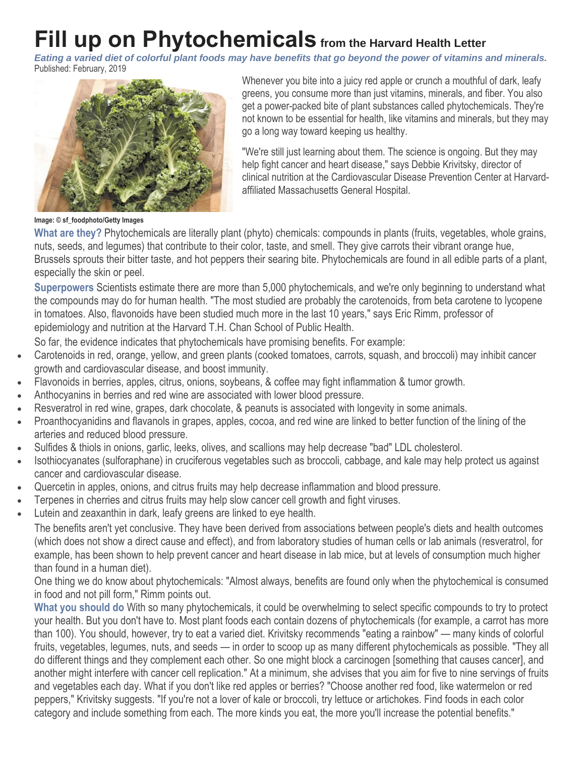# Fill up on Phytochemicals from the Harvard Health Letter

***Eating a varied diet of colorful plant foods may have benefits that go beyond the power of vitamins and minerals.***

Published: February, 2019

Image: © sf_foodphoto/Getty Images

Whenever you bite into a juicy red apple or crunch a mouthful of dark, leafy greens, you consume more than just vitamins, minerals, and fiber. You also get a power-packed bite of plant substances called phytochemicals. They're not known to be essential for health, like vitamins and minerals, but they may go a long way toward keeping us healthy.

"We're still just learning about them. The science is ongoing. But they may help fight cancer and heart disease," says Debbie Krivitsky, director of clinical nutrition at the Cardiovascular Disease Prevention Center at Harvard-affiliated Massachusetts General Hospital.

**What are they?** Phytochemicals are literally plant (phyto) chemicals: compounds in plants (fruits, vegetables, whole grains, nuts, seeds, and legumes) that contribute to their color, taste, and smell. They give carrots their vibrant orange hue, Brussels sprouts their bitter taste, and hot peppers their searing bite. Phytochemicals are found in all edible parts of a plant, especially the skin or peel.

**Superpowers** Scientists estimate there are more than 5,000 phytochemicals, and we're only beginning to understand what the compounds may do for human health. "The most studied are probably the carotenoids, from beta carotene to lycopene in tomatoes. Also, flavonoids have been studied much more in the last 10 years," says Eric Rimm, professor of epidemiology and nutrition at the Harvard T.H. Chan School of Public Health.

So far, the evidence indicates that phytochemicals have promising benefits. For example:

- Carotenoids in red, orange, yellow, and green plants (cooked tomatoes, carrots, squash, and broccoli) may inhibit cancer growth and cardiovascular disease, and boost immunity.
- Flavonoids in berries, apples, citrus, onions, soybeans, & coffee may fight inflammation & tumor growth.
- Anthocyanins in berries and red wine are associated with lower blood pressure.
- Resveratrol in red wine, grapes, dark chocolate, & peanuts is associated with longevity in some animals.
- Proanthocyanidins and flavanols in grapes, apples, cocoa, and red wine are linked to better function of the lining of the arteries and reduced blood pressure.
- Sulfides & thiols in onions, garlic, leeks, olives, and scallions may help decrease "bad" LDL cholesterol.
- Isothiocyanates (sulforaphane) in cruciferous vegetables such as broccoli, cabbage, and kale may help protect us against cancer and cardiovascular disease.
- Quercetin in apples, onions, and citrus fruits may help decrease inflammation and blood pressure.
- Terpenes in cherries and citrus fruits may help slow cancer cell growth and fight viruses.
- Lutein and zeaxanthin in dark, leafy greens are linked to eye health.

The benefits aren't yet conclusive. They have been derived from associations between people's diets and health outcomes (which does not show a direct cause and effect), and from laboratory studies of human cells or lab animals (resveratrol, for example, has been shown to help prevent cancer and heart disease in lab mice, but at levels of consumption much higher than found in a human diet).

One thing we do know about phytochemicals: "Almost always, benefits are found only when the phytochemical is consumed in food and not pill form," Rimm points out.

**What you should do** With so many phytochemicals, it could be overwhelming to select specific compounds to try to protect your health. But you don't have to. Most plant foods each contain dozens of phytochemicals (for example, a carrot has more than 100). You should, however, try to eat a varied diet. Krivitsky recommends "eating a rainbow" — many kinds of colorful fruits, vegetables, legumes, nuts, and seeds — in order to scoop up as many different phytochemicals as possible. "They all do different things and they complement each other. So one might block a carcinogen [something that causes cancer], and another might interfere with cancer cell replication." At a minimum, she advises that you aim for five to nine servings of fruits and vegetables each day. What if you don't like red apples or berries? "Choose another red food, like watermelon or red peppers," Krivitsky suggests. "If you're not a lover of kale or broccoli, try lettuce or artichokes. Find foods in each color category and include something from each. The more kinds you eat, the more you'll increase the potential benefits."